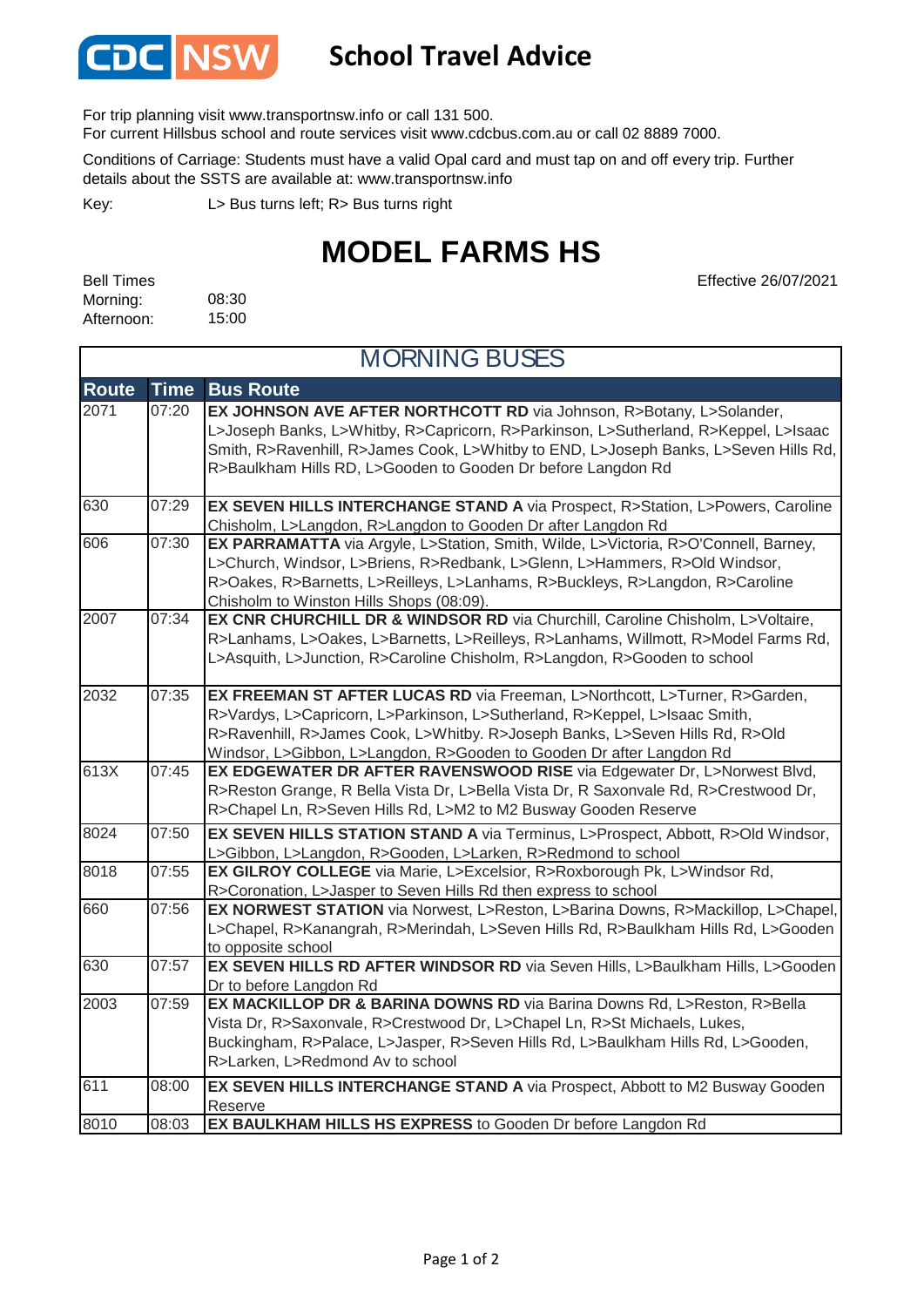CDC NSW **School Travel Advice**

For trip planning visit www.transportnsw.info or call 131 500.
For current Hillsbus school and route services visit www.cdcbus.com.au or call 02 8889 7000.

Conditions of Carriage: Students must have a valid Opal card and must tap on and off every trip. Further details about the SSTS are available at: www.transportnsw.info

Key: L> Bus turns left; R> Bus turns right

# MODEL FARMS HS

Effective 26/07/2021

Bell Times
Morning: 08:30
Afternoon: 15:00

## MORNING BUSES

| Route | Time | Bus Route |
|---|---|---|
| 2071 | 07:20 | **EX JOHNSON AVE AFTER NORTHCOTT RD** via Johnson, R>Botany, L>Solander, L>Joseph Banks, L>Whitby, R>Capricorn, R>Parkinson, L>Sutherland, R>Keppel, L>Isaac Smith, R>Ravenhill, R>James Cook, L>Whitby to END, L>Joseph Banks, L>Seven Hills Rd, R>Baulkham Hills RD, L>Gooden to Gooden Dr before Langdon Rd |
| 630 | 07:29 | **EX SEVEN HILLS INTERCHANGE STAND A** via Prospect, R>Station, L>Powers, Caroline Chisholm, L>Langdon, R>Langdon to Gooden Dr after Langdon Rd |
| 606 | 07:30 | **EX PARRAMATTA** via Argyle, L>Station, Smith, Wilde, L>Victoria, R>O'Connell, Barney, L>Church, Windsor, L>Briens, R>Redbank, L>Glenn, L>Hammers, R>Old Windsor, R>Oakes, R>Barnetts, L>Reilleys, L>Lanhams, R>Buckleys, R>Langdon, R>Caroline Chisholm to Winston Hills Shops (08:09). |
| 2007 | 07:34 | **EX CNR CHURCHILL DR & WINDSOR RD** via Churchill, Caroline Chisholm, L>Voltaire, R>Lanhams, L>Oakes, L>Barnetts, L>Reilleys, R>Lanhams, Willmott, R>Model Farms Rd, L>Asquith, L>Junction, R>Caroline Chisholm, R>Langdon, R>Gooden to school |
| 2032 | 07:35 | **EX FREEMAN ST AFTER LUCAS RD** via Freeman, L>Northcott, L>Turner, R>Garden, R>Vardys, L>Capricorn, L>Parkinson, L>Sutherland, R>Keppel, L>Isaac Smith, R>Ravenhill, R>James Cook, L>Whitby. R>Joseph Banks, L>Seven Hills Rd, R>Old Windsor, L>Gibbon, L>Langdon, R>Gooden to Gooden Dr after Langdon Rd |
| 613X | 07:45 | **EX EDGEWATER DR AFTER RAVENSWOOD RISE** via Edgewater Dr, L>Norwest Blvd, R>Reston Grange, R Bella Vista Dr, L>Bella Vista Dr, R Saxonvale Rd, R>Crestwood Dr, R>Chapel Ln, R>Seven Hills Rd, L>M2 to M2 Busway Gooden Reserve |
| 8024 | 07:50 | **EX SEVEN HILLS STATION STAND A** via Terminus, L>Prospect, Abbott, R>Old Windsor, L>Gibbon, L>Langdon, R>Gooden, L>Larken, R>Redmond to school |
| 8018 | 07:55 | **EX GILROY COLLEGE** via Marie, L>Excelsior, R>Roxborough Pk, L>Windsor Rd, R>Coronation, L>Jasper to Seven Hills Rd then express to school |
| 660 | 07:56 | **EX NORWEST STATION** via Norwest, L>Reston, L>Barina Downs, R>Mackillop, L>Chapel, L>Chapel, R>Kanangrah, R>Merindah, L>Seven Hills Rd, R>Baulkham Hills Rd, L>Gooden to opposite school |
| 630 | 07:57 | **EX SEVEN HILLS RD AFTER WINDSOR RD** via Seven Hills, L>Baulkham Hills, L>Gooden Dr to before Langdon Rd |
| 2003 | 07:59 | **EX MACKILLOP DR & BARINA DOWNS RD** via Barina Downs Rd, L>Reston, R>Bella Vista Dr, R>Saxonvale, R>Crestwood Dr, L>Chapel Ln, R>St Michaels, Lukes, Buckingham, R>Palace, L>Jasper, R>Seven Hills Rd, L>Baulkham Hills Rd, L>Gooden, R>Larken, L>Redmond Av to school |
| 611 | 08:00 | **EX SEVEN HILLS INTERCHANGE STAND A** via Prospect, Abbott to M2 Busway Gooden Reserve |
| 8010 | 08:03 | **EX BAULKHAM HILLS HS EXPRESS** to Gooden Dr before Langdon Rd |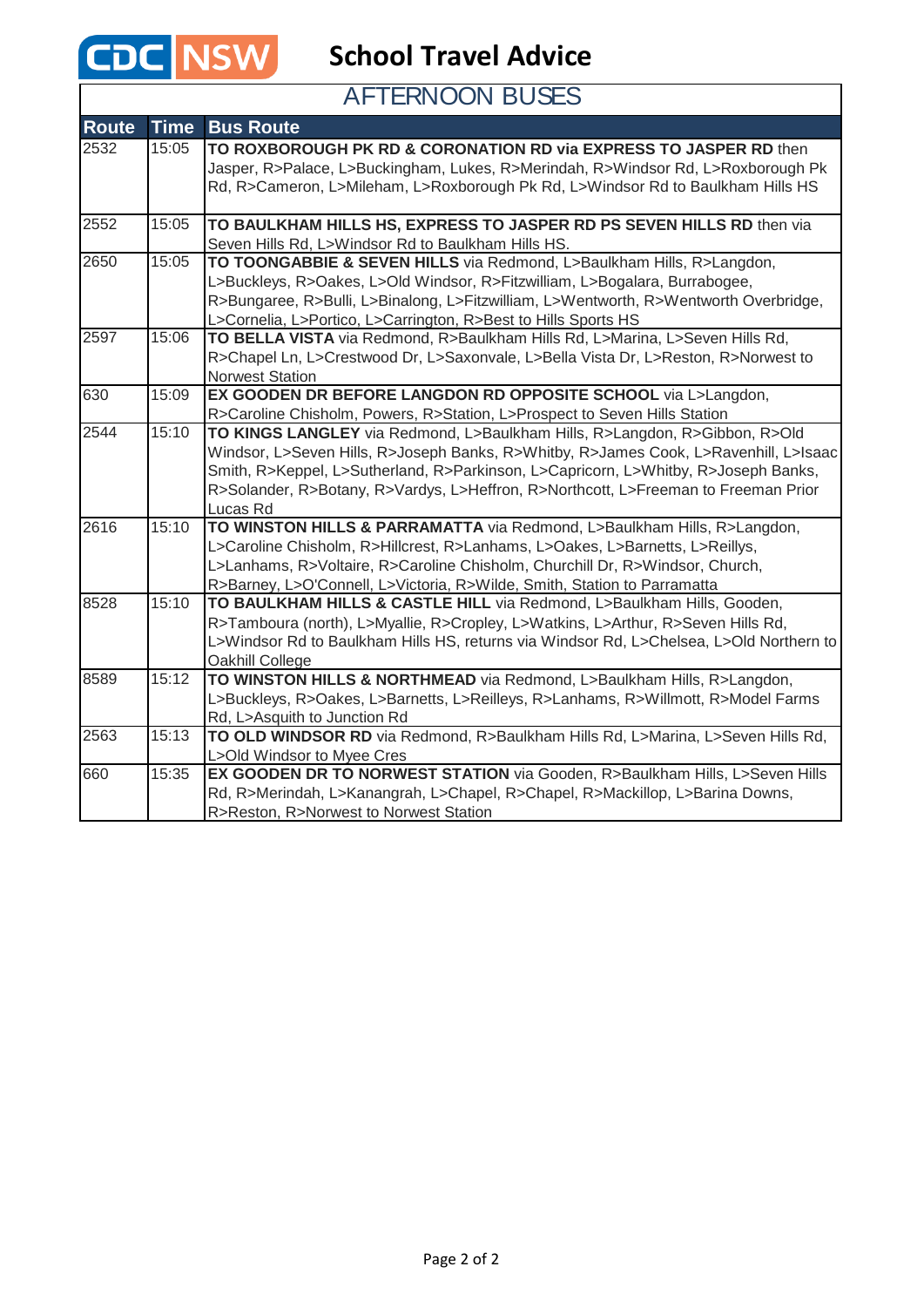# CDC NSW School Travel Advice

## AFTERNOON BUSES

| Route | Time | Bus Route |
|---|---|---|
| 2532 | 15:05 | **TO ROXBOROUGH PK RD & CORONATION RD via EXPRESS TO JASPER RD** then Jasper, R>Palace, L>Buckingham, Lukes, R>Merindah, R>Windsor Rd, L>Roxborough Pk Rd, R>Cameron, L>Mileham, L>Roxborough Pk Rd, L>Windsor Rd to Baulkham Hills HS |
| 2552 | 15:05 | **TO BAULKHAM HILLS HS, EXPRESS TO JASPER RD PS SEVEN HILLS RD** then via Seven Hills Rd, L>Windsor Rd to Baulkham Hills HS. |
| 2650 | 15:05 | **TO TOONGABBIE & SEVEN HILLS** via Redmond, L>Baulkham Hills, R>Langdon, L>Buckleys, R>Oakes, L>Old Windsor, R>Fitzwilliam, L>Bogalara, Burrabogee, R>Bungaree, R>Bulli, L>Binalong, L>Fitzwilliam, L>Wentworth, R>Wentworth Overbridge, L>Cornelia, L>Portico, L>Carrington, R>Best to Hills Sports HS |
| 2597 | 15:06 | **TO BELLA VISTA** via Redmond, R>Baulkham Hills Rd, L>Marina, L>Seven Hills Rd, R>Chapel Ln, L>Crestwood Dr, L>Saxonvale, L>Bella Vista Dr, L>Reston, R>Norwest to Norwest Station |
| 630 | 15:09 | **EX GOODEN DR BEFORE LANGDON RD OPPOSITE SCHOOL** via L>Langdon, R>Caroline Chisholm, Powers, R>Station, L>Prospect to Seven Hills Station |
| 2544 | 15:10 | **TO KINGS LANGLEY** via Redmond, L>Baulkham Hills, R>Langdon, R>Gibbon, R>Old Windsor, L>Seven Hills, R>Joseph Banks, R>Whitby, R>James Cook, L>Ravenhill, L>Isaac Smith, R>Keppel, L>Sutherland, R>Parkinson, L>Capricorn, L>Whitby, R>Joseph Banks, R>Solander, R>Botany, R>Vardys, L>Heffron, R>Northcott, L>Freeman to Freeman Prior Lucas Rd |
| 2616 | 15:10 | **TO WINSTON HILLS & PARRAMATTA** via Redmond, L>Baulkham Hills, R>Langdon, L>Caroline Chisholm, R>Hillcrest, R>Lanhams, L>Oakes, L>Barnetts, L>Reillys, L>Lanhams, R>Voltaire, R>Caroline Chisholm, Churchill Dr, R>Windsor, Church, R>Barney, L>O'Connell, L>Victoria, R>Wilde, Smith, Station to Parramatta |
| 8528 | 15:10 | **TO BAULKHAM HILLS & CASTLE HILL** via Redmond, L>Baulkham Hills, Gooden, R>Tamboura (north), L>Myallie, R>Cropley, L>Watkins, L>Arthur, R>Seven Hills Rd, L>Windsor Rd to Baulkham Hills HS, returns via Windsor Rd, L>Chelsea, L>Old Northern to Oakhill College |
| 8589 | 15:12 | **TO WINSTON HILLS & NORTHMEAD** via Redmond, L>Baulkham Hills, R>Langdon, L>Buckleys, R>Oakes, L>Barnetts, L>Reilleys, R>Lanhams, R>Willmott, R>Model Farms Rd, L>Asquith to Junction Rd |
| 2563 | 15:13 | **TO OLD WINDSOR RD** via Redmond, R>Baulkham Hills Rd, L>Marina, L>Seven Hills Rd, L>Old Windsor to Myee Cres |
| 660 | 15:35 | **EX GOODEN DR TO NORWEST STATION** via Gooden, R>Baulkham Hills, L>Seven Hills Rd, R>Merindah, L>Kanangrah, L>Chapel, R>Chapel, R>Mackillop, L>Barina Downs, R>Reston, R>Norwest to Norwest Station |